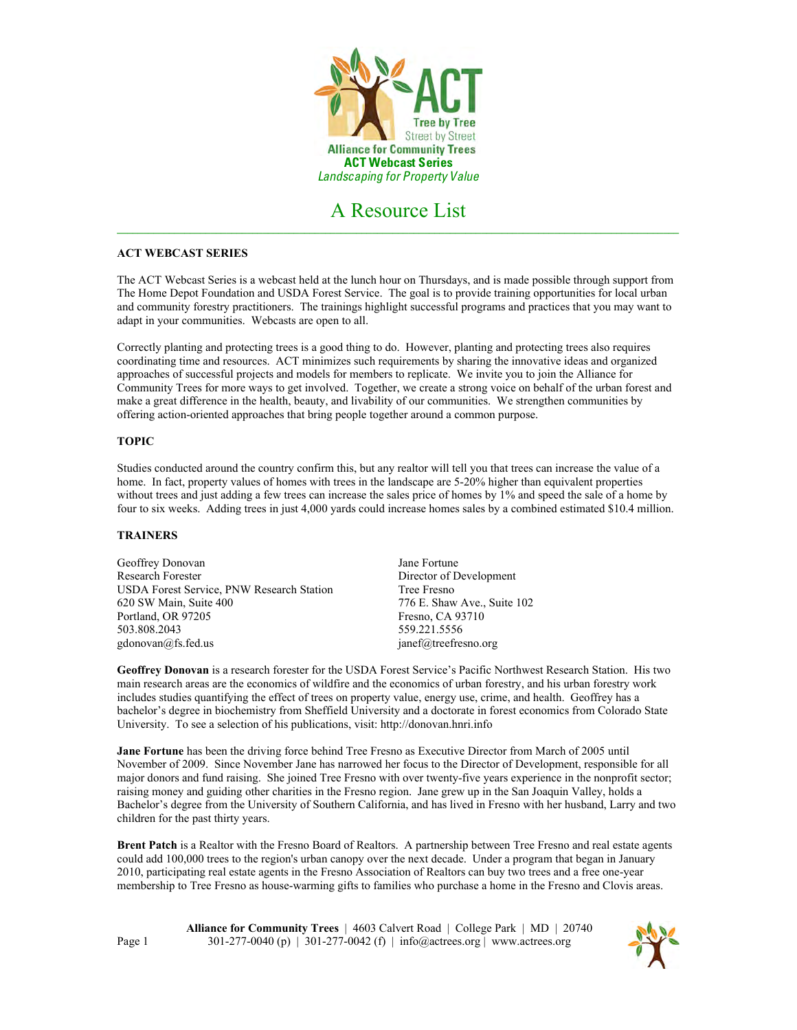ACT

Tree by Tree
Street by Street

**Alliance for Community Trees**

**ACT Webcast Series**

*Landscaping for Property Value*

# A Resource List

---

**ACT WEBCAST SERIES**

The ACT Webcast Series is a webcast held at the lunch hour on Thursdays, and is made possible through support from The Home Depot Foundation and USDA Forest Service. The goal is to provide training opportunities for local urban and community forestry practitioners. The trainings highlight successful programs and practices that you may want to adapt in your communities. Webcasts are open to all.

Correctly planting and protecting trees is a good thing to do. However, planting and protecting trees also requires coordinating time and resources. ACT minimizes such requirements by sharing the innovative ideas and organized approaches of successful projects and models for members to replicate. We invite you to join the Alliance for Community Trees for more ways to get involved. Together, we create a strong voice on behalf of the urban forest and make a great difference in the health, beauty, and livability of our communities. We strengthen communities by offering action-oriented approaches that bring people together around a common purpose.

**TOPIC**

Studies conducted around the country confirm this, but any realtor will tell you that trees can increase the value of a home. In fact, property values of homes with trees in the landscape are 5-20% higher than equivalent properties without trees and just adding a few trees can increase the sales price of homes by 1% and speed the sale of a home by four to six weeks. Adding trees in just 4,000 yards could increase homes sales by a combined estimated $10.4 million.

**TRAINERS**

Geoffrey Donovan
Research Forester
USDA Forest Service, PNW Research Station
620 SW Main, Suite 400
Portland, OR 97205
503.808.2043
gdonovan@fs.fed.us

Jane Fortune
Director of Development
Tree Fresno
776 E. Shaw Ave., Suite 102
Fresno, CA 93710
559.221.5556
janef@treefresno.org

**Geoffrey Donovan** is a research forester for the USDA Forest Service's Pacific Northwest Research Station. His two main research areas are the economics of wildfire and the economics of urban forestry, and his urban forestry work includes studies quantifying the effect of trees on property value, energy use, crime, and health. Geoffrey has a bachelor's degree in biochemistry from Sheffield University and a doctorate in forest economics from Colorado State University. To see a selection of his publications, visit: http://donovan.hnri.info

**Jane Fortune** has been the driving force behind Tree Fresno as Executive Director from March of 2005 until November of 2009. Since November Jane has narrowed her focus to the Director of Development, responsible for all major donors and fund raising. She joined Tree Fresno with over twenty-five years experience in the nonprofit sector; raising money and guiding other charities in the Fresno region. Jane grew up in the San Joaquin Valley, holds a Bachelor's degree from the University of Southern California, and has lived in Fresno with her husband, Larry and two children for the past thirty years.

**Brent Patch** is a Realtor with the Fresno Board of Realtors. A partnership between Tree Fresno and real estate agents could add 100,000 trees to the region's urban canopy over the next decade. Under a program that began in January 2010, participating real estate agents in the Fresno Association of Realtors can buy two trees and a free one-year membership to Tree Fresno as house-warming gifts to families who purchase a home in the Fresno and Clovis areas.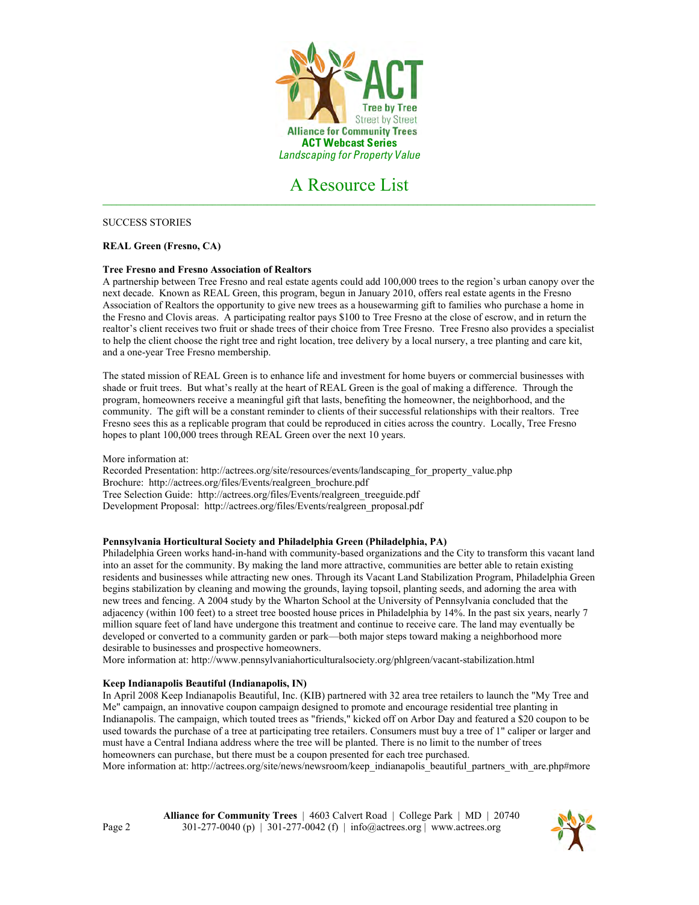ACT

Tree by Tree
Street by Street
Alliance for Community Trees
**ACT Webcast Series**
*Landscaping for Property Value*

# A Resource List

SUCCESS STORIES

**REAL Green (Fresno, CA)**

**Tree Fresno and Fresno Association of Realtors**

A partnership between Tree Fresno and real estate agents could add 100,000 trees to the region's urban canopy over the next decade. Known as REAL Green, this program, begun in January 2010, offers real estate agents in the Fresno Association of Realtors the opportunity to give new trees as a housewarming gift to families who purchase a home in the Fresno and Clovis areas. A participating realtor pays $100 to Tree Fresno at the close of escrow, and in return the realtor's client receives two fruit or shade trees of their choice from Tree Fresno. Tree Fresno also provides a specialist to help the client choose the right tree and right location, tree delivery by a local nursery, a tree planting and care kit, and a one-year Tree Fresno membership.

The stated mission of REAL Green is to enhance life and investment for home buyers or commercial businesses with shade or fruit trees. But what's really at the heart of REAL Green is the goal of making a difference. Through the program, homeowners receive a meaningful gift that lasts, benefiting the homeowner, the neighborhood, and the community. The gift will be a constant reminder to clients of their successful relationships with their realtors. Tree Fresno sees this as a replicable program that could be reproduced in cities across the country. Locally, Tree Fresno hopes to plant 100,000 trees through REAL Green over the next 10 years.

More information at:
Recorded Presentation: http://actrees.org/site/resources/events/landscaping_for_property_value.php
Brochure: http://actrees.org/files/Events/realgreen_brochure.pdf
Tree Selection Guide: http://actrees.org/files/Events/realgreen_treeguide.pdf
Development Proposal: http://actrees.org/files/Events/realgreen_proposal.pdf

**Pennsylvania Horticultural Society and Philadelphia Green (Philadelphia, PA)**

Philadelphia Green works hand-in-hand with community-based organizations and the City to transform this vacant land into an asset for the community. By making the land more attractive, communities are better able to retain existing residents and businesses while attracting new ones. Through its Vacant Land Stabilization Program, Philadelphia Green begins stabilization by cleaning and mowing the grounds, laying topsoil, planting seeds, and adorning the area with new trees and fencing. A 2004 study by the Wharton School at the University of Pennsylvania concluded that the adjacency (within 100 feet) to a street tree boosted house prices in Philadelphia by 14%. In the past six years, nearly 7 million square feet of land have undergone this treatment and continue to receive care. The land may eventually be developed or converted to a community garden or park—both major steps toward making a neighborhood more desirable to businesses and prospective homeowners.
More information at: http://www.pennsylvaniahorticulturalsociety.org/phlgreen/vacant-stabilization.html

**Keep Indianapolis Beautiful (Indianapolis, IN)**

In April 2008 Keep Indianapolis Beautiful, Inc. (KIB) partnered with 32 area tree retailers to launch the "My Tree and Me" campaign, an innovative coupon campaign designed to promote and encourage residential tree planting in Indianapolis. The campaign, which touted trees as "friends," kicked off on Arbor Day and featured a $20 coupon to be used towards the purchase of a tree at participating tree retailers. Consumers must buy a tree of 1" caliper or larger and must have a Central Indiana address where the tree will be planted. There is no limit to the number of trees homeowners can purchase, but there must be a coupon presented for each tree purchased.
More information at: http://actrees.org/site/news/newsroom/keep_indianapolis_beautiful_partners_with_are.php#more

**Alliance for Community Trees** | 4603 Calvert Road | College Park | MD | 20740
301-277-0040 (p) | 301-277-0042 (f) | info@actrees.org | www.actrees.org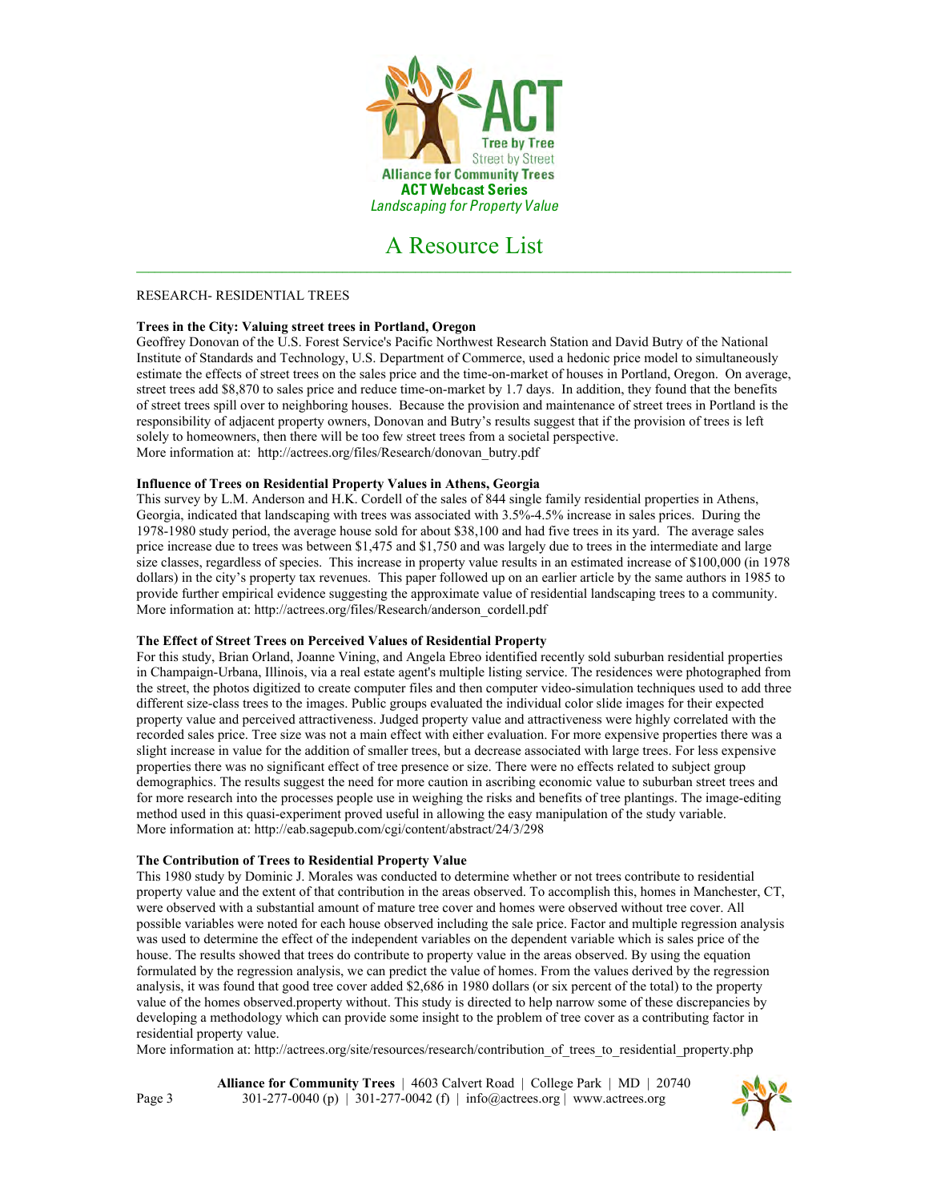ACT

Tree by Tree
Street by Street

**Alliance for Community Trees**
**ACT Webcast Series**
*Landscaping for Property Value*

# A Resource List

---

RESEARCH- RESIDENTIAL TREES

**Trees in the City: Valuing street trees in Portland, Oregon**
Geoffrey Donovan of the U.S. Forest Service's Pacific Northwest Research Station and David Butry of the National Institute of Standards and Technology, U.S. Department of Commerce, used a hedonic price model to simultaneously estimate the effects of street trees on the sales price and the time-on-market of houses in Portland, Oregon. On average, street trees add $8,870 to sales price and reduce time-on-market by 1.7 days. In addition, they found that the benefits of street trees spill over to neighboring houses. Because the provision and maintenance of street trees in Portland is the responsibility of adjacent property owners, Donovan and Butry's results suggest that if the provision of trees is left solely to homeowners, then there will be too few street trees from a societal perspective.
More information at: http://actrees.org/files/Research/donovan_butry.pdf

**Influence of Trees on Residential Property Values in Athens, Georgia**
This survey by L.M. Anderson and H.K. Cordell of the sales of 844 single family residential properties in Athens, Georgia, indicated that landscaping with trees was associated with 3.5%-4.5% increase in sales prices. During the 1978-1980 study period, the average house sold for about $38,100 and had five trees in its yard. The average sales price increase due to trees was between $1,475 and $1,750 and was largely due to trees in the intermediate and large size classes, regardless of species. This increase in property value results in an estimated increase of $100,000 (in 1978 dollars) in the city's property tax revenues. This paper followed up on an earlier article by the same authors in 1985 to provide further empirical evidence suggesting the approximate value of residential landscaping trees to a community.
More information at: http://actrees.org/files/Research/anderson_cordell.pdf

**The Effect of Street Trees on Perceived Values of Residential Property**
For this study, Brian Orland, Joanne Vining, and Angela Ebreo identified recently sold suburban residential properties in Champaign-Urbana, Illinois, via a real estate agent's multiple listing service. The residences were photographed from the street, the photos digitized to create computer files and then computer video-simulation techniques used to add three different size-class trees to the images. Public groups evaluated the individual color slide images for their expected property value and perceived attractiveness. Judged property value and attractiveness were highly correlated with the recorded sales price. Tree size was not a main effect with either evaluation. For more expensive properties there was a slight increase in value for the addition of smaller trees, but a decrease associated with large trees. For less expensive properties there was no significant effect of tree presence or size. There were no effects related to subject group demographics. The results suggest the need for more caution in ascribing economic value to suburban street trees and for more research into the processes people use in weighing the risks and benefits of tree plantings. The image-editing method used in this quasi-experiment proved useful in allowing the easy manipulation of the study variable.
More information at: http://eab.sagepub.com/cgi/content/abstract/24/3/298

**The Contribution of Trees to Residential Property Value**
This 1980 study by Dominic J. Morales was conducted to determine whether or not trees contribute to residential property value and the extent of that contribution in the areas observed. To accomplish this, homes in Manchester, CT, were observed with a substantial amount of mature tree cover and homes were observed without tree cover. All possible variables were noted for each house observed including the sale price. Factor and multiple regression analysis was used to determine the effect of the independent variables on the dependent variable which is sales price of the house. The results showed that trees do contribute to property value in the areas observed. By using the equation formulated by the regression analysis, we can predict the value of homes. From the values derived by the regression analysis, it was found that good tree cover added $2,686 in 1980 dollars (or six percent of the total) to the property value of the homes observed.property without. This study is directed to help narrow some of these discrepancies by developing a methodology which can provide some insight to the problem of tree cover as a contributing factor in residential property value.
More information at: http://actrees.org/site/resources/research/contribution_of_trees_to_residential_property.php

**Alliance for Community Trees** | 4603 Calvert Road | College Park | MD | 20740
301-277-0040 (p) | 301-277-0042 (f) | info@actrees.org | www.actrees.org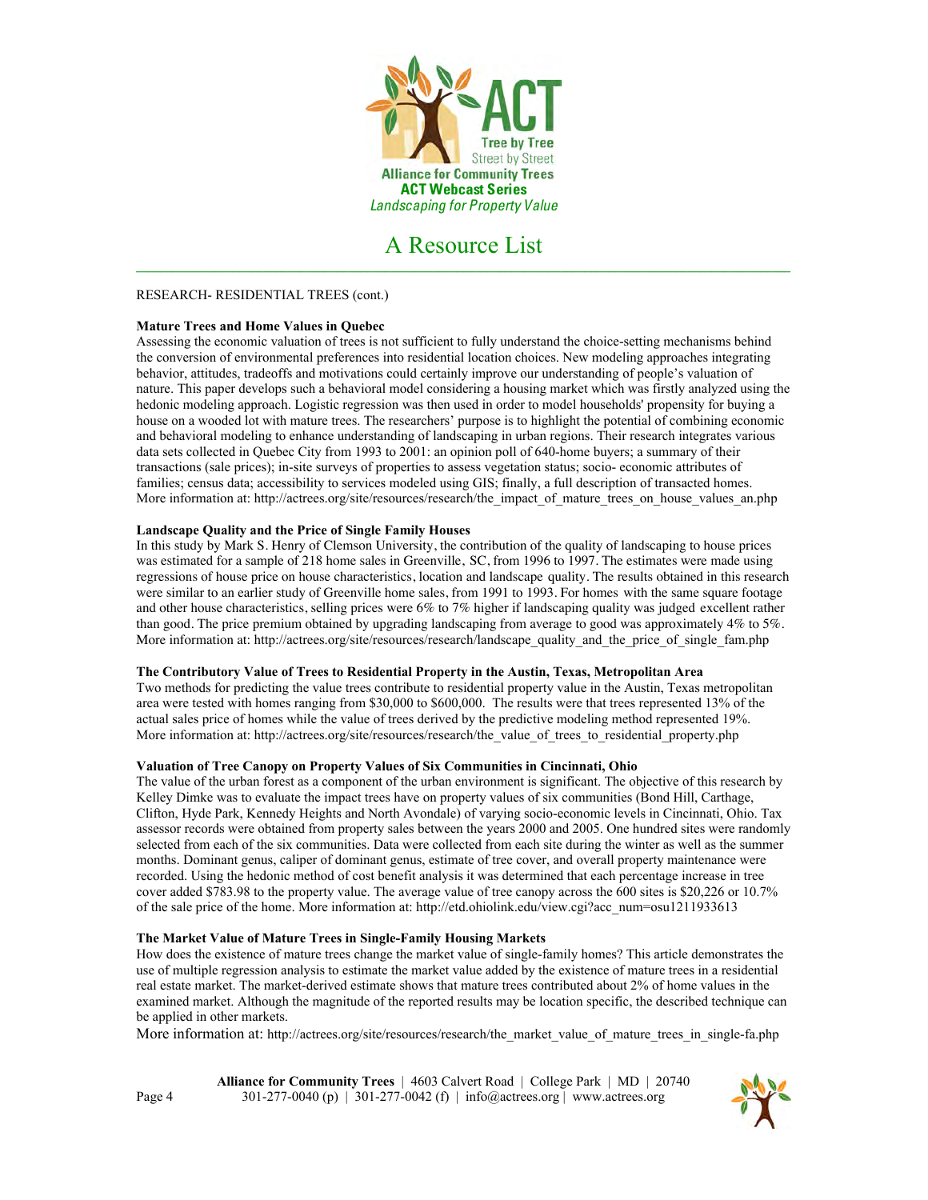ACT

Tree by Tree
Street by Street

Alliance for Community Trees

**ACT Webcast Series**

*Landscaping for Property Value*

# A Resource List

RESEARCH- RESIDENTIAL TREES (cont.)

**Mature Trees and Home Values in Quebec**

Assessing the economic valuation of trees is not sufficient to fully understand the choice-setting mechanisms behind the conversion of environmental preferences into residential location choices. New modeling approaches integrating behavior, attitudes, tradeoffs and motivations could certainly improve our understanding of people's valuation of nature. This paper develops such a behavioral model considering a housing market which was firstly analyzed using the hedonic modeling approach. Logistic regression was then used in order to model households' propensity for buying a house on a wooded lot with mature trees. The researchers' purpose is to highlight the potential of combining economic and behavioral modeling to enhance understanding of landscaping in urban regions. Their research integrates various data sets collected in Quebec City from 1993 to 2001: an opinion poll of 640-home buyers; a summary of their transactions (sale prices); in-site surveys of properties to assess vegetation status; socio- economic attributes of families; census data; accessibility to services modeled using GIS; finally, a full description of transacted homes. More information at: http://actrees.org/site/resources/research/the_impact_of_mature_trees_on_house_values_an.php

**Landscape Quality and the Price of Single Family Houses**

In this study by Mark S. Henry of Clemson University, the contribution of the quality of landscaping to house prices was estimated for a sample of 218 home sales in Greenville, SC, from 1996 to 1997. The estimates were made using regressions of house price on house characteristics, location and landscape quality. The results obtained in this research were similar to an earlier study of Greenville home sales, from 1991 to 1993. For homes with the same square footage and other house characteristics, selling prices were 6% to 7% higher if landscaping quality was judged excellent rather than good. The price premium obtained by upgrading landscaping from average to good was approximately 4% to 5%. More information at: http://actrees.org/site/resources/research/landscape_quality_and_the_price_of_single_fam.php

**The Contributory Value of Trees to Residential Property in the Austin, Texas, Metropolitan Area**

Two methods for predicting the value trees contribute to residential property value in the Austin, Texas metropolitan area were tested with homes ranging from $30,000 to $600,000. The results were that trees represented 13% of the actual sales price of homes while the value of trees derived by the predictive modeling method represented 19%. More information at: http://actrees.org/site/resources/research/the_value_of_trees_to_residential_property.php

**Valuation of Tree Canopy on Property Values of Six Communities in Cincinnati, Ohio**

The value of the urban forest as a component of the urban environment is significant. The objective of this research by Kelley Dimke was to evaluate the impact trees have on property values of six communities (Bond Hill, Carthage, Clifton, Hyde Park, Kennedy Heights and North Avondale) of varying socio-economic levels in Cincinnati, Ohio. Tax assessor records were obtained from property sales between the years 2000 and 2005. One hundred sites were randomly selected from each of the six communities. Data were collected from each site during the winter as well as the summer months. Dominant genus, caliper of dominant genus, estimate of tree cover, and overall property maintenance were recorded. Using the hedonic method of cost benefit analysis it was determined that each percentage increase in tree cover added $783.98 to the property value. The average value of tree canopy across the 600 sites is $20,226 or 10.7% of the sale price of the home. More information at: http://etd.ohiolink.edu/view.cgi?acc_num=osu1211933613

**The Market Value of Mature Trees in Single-Family Housing Markets**

How does the existence of mature trees change the market value of single-family homes? This article demonstrates the use of multiple regression analysis to estimate the market value added by the existence of mature trees in a residential real estate market. The market-derived estimate shows that mature trees contributed about 2% of home values in the examined market. Although the magnitude of the reported results may be location specific, the described technique can be applied in other markets.

More information at: http://actrees.org/site/resources/research/the_market_value_of_mature_trees_in_single-fa.php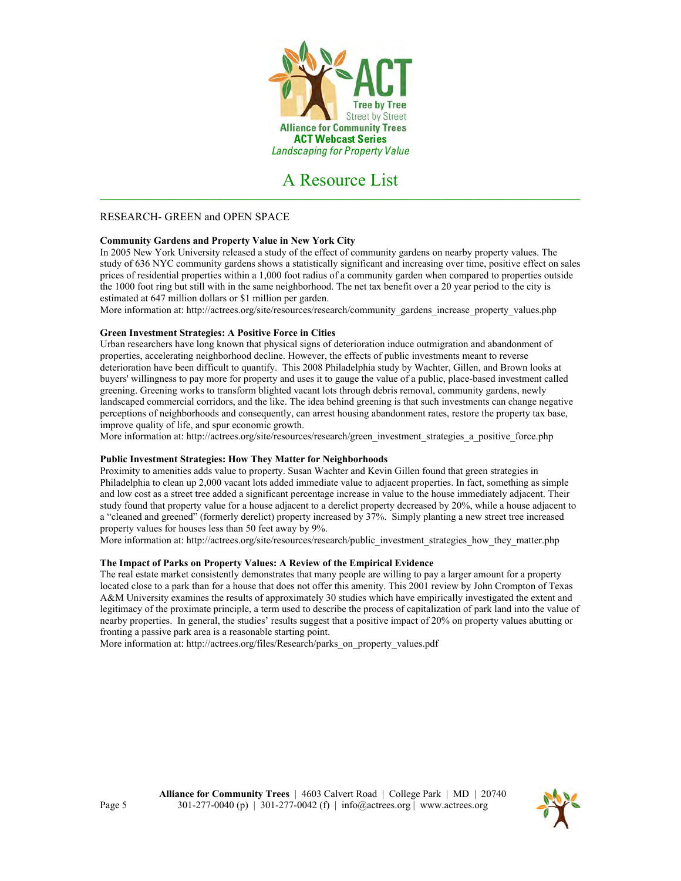ACT Tree by Tree Street by Street

Alliance for Community Trees

**ACT Webcast Series**

*Landscaping for Property Value*

# A Resource List

## RESEARCH- GREEN and OPEN SPACE

**Community Gardens and Property Value in New York City**

In 2005 New York University released a study of the effect of community gardens on nearby property values. The study of 636 NYC community gardens shows a statistically significant and increasing over time, positive effect on sales prices of residential properties within a 1,000 foot radius of a community garden when compared to properties outside the 1000 foot ring but still with in the same neighborhood. The net tax benefit over a 20 year period to the city is estimated at 647 million dollars or $1 million per garden.

More information at: http://actrees.org/site/resources/research/community_gardens_increase_property_values.php

**Green Investment Strategies: A Positive Force in Cities**

Urban researchers have long known that physical signs of deterioration induce outmigration and abandonment of properties, accelerating neighborhood decline. However, the effects of public investments meant to reverse deterioration have been difficult to quantify. This 2008 Philadelphia study by Wachter, Gillen, and Brown looks at buyers' willingness to pay more for property and uses it to gauge the value of a public, place-based investment called greening. Greening works to transform blighted vacant lots through debris removal, community gardens, newly landscaped commercial corridors, and the like. The idea behind greening is that such investments can change negative perceptions of neighborhoods and consequently, can arrest housing abandonment rates, restore the property tax base, improve quality of life, and spur economic growth.

More information at: http://actrees.org/site/resources/research/green_investment_strategies_a_positive_force.php

**Public Investment Strategies: How They Matter for Neighborhoods**

Proximity to amenities adds value to property. Susan Wachter and Kevin Gillen found that green strategies in Philadelphia to clean up 2,000 vacant lots added immediate value to adjacent properties. In fact, something as simple and low cost as a street tree added a significant percentage increase in value to the house immediately adjacent. Their study found that property value for a house adjacent to a derelict property decreased by 20%, while a house adjacent to a "cleaned and greened" (formerly derelict) property increased by 37%. Simply planting a new street tree increased property values for houses less than 50 feet away by 9%.

More information at: http://actrees.org/site/resources/research/public_investment_strategies_how_they_matter.php

**The Impact of Parks on Property Values: A Review of the Empirical Evidence**

The real estate market consistently demonstrates that many people are willing to pay a larger amount for a property located close to a park than for a house that does not offer this amenity. This 2001 review by John Crompton of Texas A&M University examines the results of approximately 30 studies which have empirically investigated the extent and legitimacy of the proximate principle, a term used to describe the process of capitalization of park land into the value of nearby properties. In general, the studies' results suggest that a positive impact of 20% on property values abutting or fronting a passive park area is a reasonable starting point.

More information at: http://actrees.org/files/Research/parks_on_property_values.pdf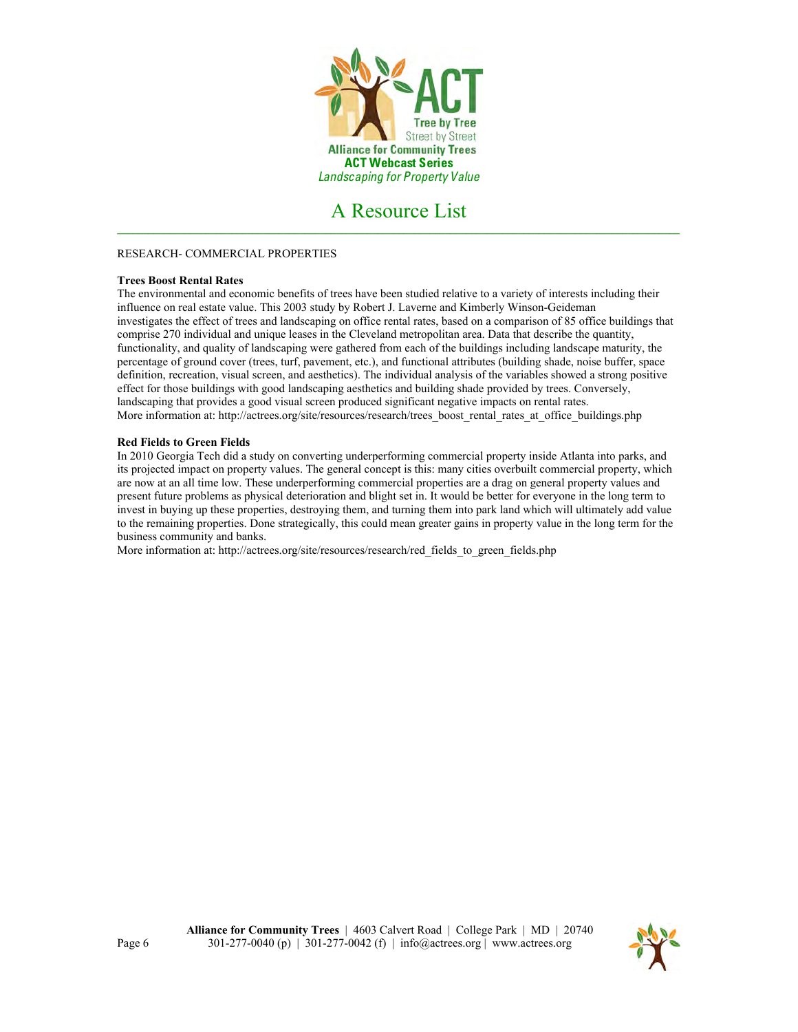ACT

Tree by Tree
Street by Street

Alliance for Community Trees

**ACT Webcast Series**

*Landscaping for Property Value*

# A Resource List

RESEARCH- COMMERCIAL PROPERTIES

**Trees Boost Rental Rates**

The environmental and economic benefits of trees have been studied relative to a variety of interests including their influence on real estate value. This 2003 study by Robert J. Laverne and Kimberly Winson-Geideman investigates the effect of trees and landscaping on office rental rates, based on a comparison of 85 office buildings that comprise 270 individual and unique leases in the Cleveland metropolitan area. Data that describe the quantity, functionality, and quality of landscaping were gathered from each of the buildings including landscape maturity, the percentage of ground cover (trees, turf, pavement, etc.), and functional attributes (building shade, noise buffer, space definition, recreation, visual screen, and aesthetics). The individual analysis of the variables showed a strong positive effect for those buildings with good landscaping aesthetics and building shade provided by trees. Conversely, landscaping that provides a good visual screen produced significant negative impacts on rental rates.
More information at: http://actrees.org/site/resources/research/trees_boost_rental_rates_at_office_buildings.php

**Red Fields to Green Fields**

In 2010 Georgia Tech did a study on converting underperforming commercial property inside Atlanta into parks, and its projected impact on property values. The general concept is this: many cities overbuilt commercial property, which are now at an all time low. These underperforming commercial properties are a drag on general property values and present future problems as physical deterioration and blight set in. It would be better for everyone in the long term to invest in buying up these properties, destroying them, and turning them into park land which will ultimately add value to the remaining properties. Done strategically, this could mean greater gains in property value in the long term for the business community and banks.
More information at: http://actrees.org/site/resources/research/red_fields_to_green_fields.php

**Alliance for Community Trees** | 4603 Calvert Road | College Park | MD | 20740
301-277-0040 (p) | 301-277-0042 (f) | info@actrees.org | www.actrees.org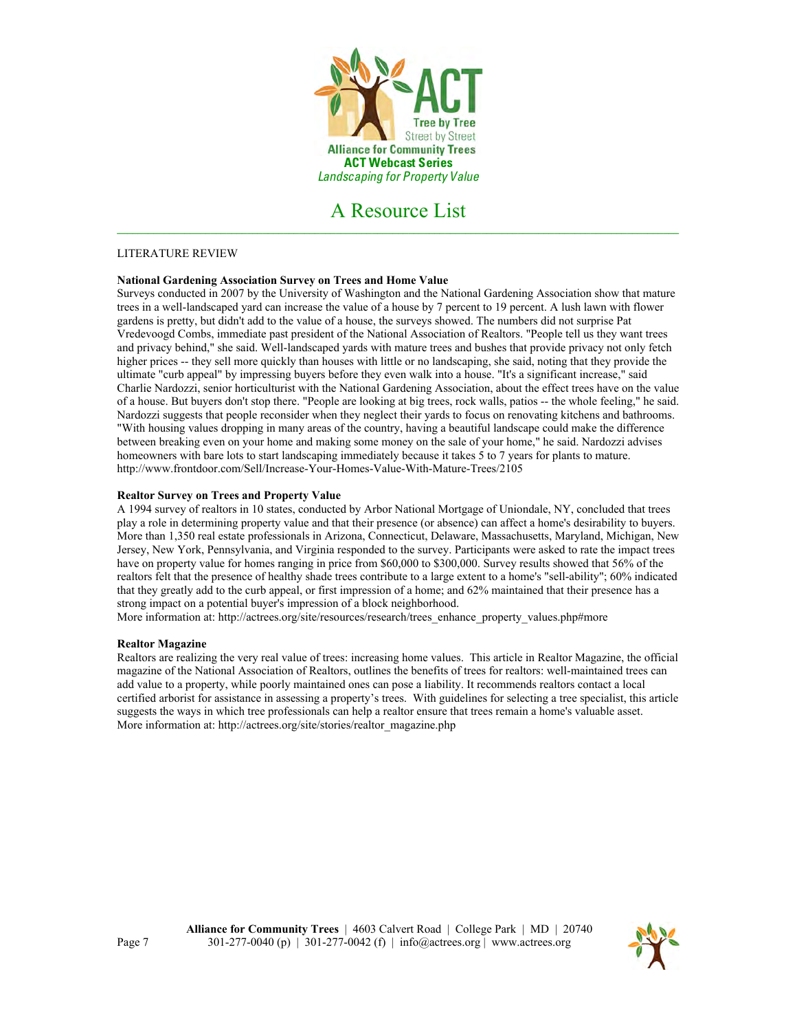ACT Tree by Tree Street by Street

Alliance for Community Trees

**ACT Webcast Series**

*Landscaping for Property Value*

# A Resource List

LITERATURE REVIEW

**National Gardening Association Survey on Trees and Home Value**

Surveys conducted in 2007 by the University of Washington and the National Gardening Association show that mature trees in a well-landscaped yard can increase the value of a house by 7 percent to 19 percent. A lush lawn with flower gardens is pretty, but didn't add to the value of a house, the surveys showed. The numbers did not surprise Pat Vredevoogd Combs, immediate past president of the National Association of Realtors. "People tell us they want trees and privacy behind," she said. Well-landscaped yards with mature trees and bushes that provide privacy not only fetch higher prices -- they sell more quickly than houses with little or no landscaping, she said, noting that they provide the ultimate "curb appeal" by impressing buyers before they even walk into a house. "It's a significant increase," said Charlie Nardozzi, senior horticulturist with the National Gardening Association, about the effect trees have on the value of a house. But buyers don't stop there. "People are looking at big trees, rock walls, patios -- the whole feeling," he said. Nardozzi suggests that people reconsider when they neglect their yards to focus on renovating kitchens and bathrooms. "With housing values dropping in many areas of the country, having a beautiful landscape could make the difference between breaking even on your home and making some money on the sale of your home," he said. Nardozzi advises homeowners with bare lots to start landscaping immediately because it takes 5 to 7 years for plants to mature. http://www.frontdoor.com/Sell/Increase-Your-Homes-Value-With-Mature-Trees/2105

**Realtor Survey on Trees and Property Value**

A 1994 survey of realtors in 10 states, conducted by Arbor National Mortgage of Uniondale, NY, concluded that trees play a role in determining property value and that their presence (or absence) can affect a home's desirability to buyers. More than 1,350 real estate professionals in Arizona, Connecticut, Delaware, Massachusetts, Maryland, Michigan, New Jersey, New York, Pennsylvania, and Virginia responded to the survey. Participants were asked to rate the impact trees have on property value for homes ranging in price from $60,000 to $300,000. Survey results showed that 56% of the realtors felt that the presence of healthy shade trees contribute to a large extent to a home's "sell-ability"; 60% indicated that they greatly add to the curb appeal, or first impression of a home; and 62% maintained that their presence has a strong impact on a potential buyer's impression of a block neighborhood.
More information at: http://actrees.org/site/resources/research/trees_enhance_property_values.php#more

**Realtor Magazine**

Realtors are realizing the very real value of trees: increasing home values. This article in Realtor Magazine, the official magazine of the National Association of Realtors, outlines the benefits of trees for realtors: well-maintained trees can add value to a property, while poorly maintained ones can pose a liability. It recommends realtors contact a local certified arborist for assistance in assessing a property's trees. With guidelines for selecting a tree specialist, this article suggests the ways in which tree professionals can help a realtor ensure that trees remain a home's valuable asset.
More information at: http://actrees.org/site/stories/realtor_magazine.php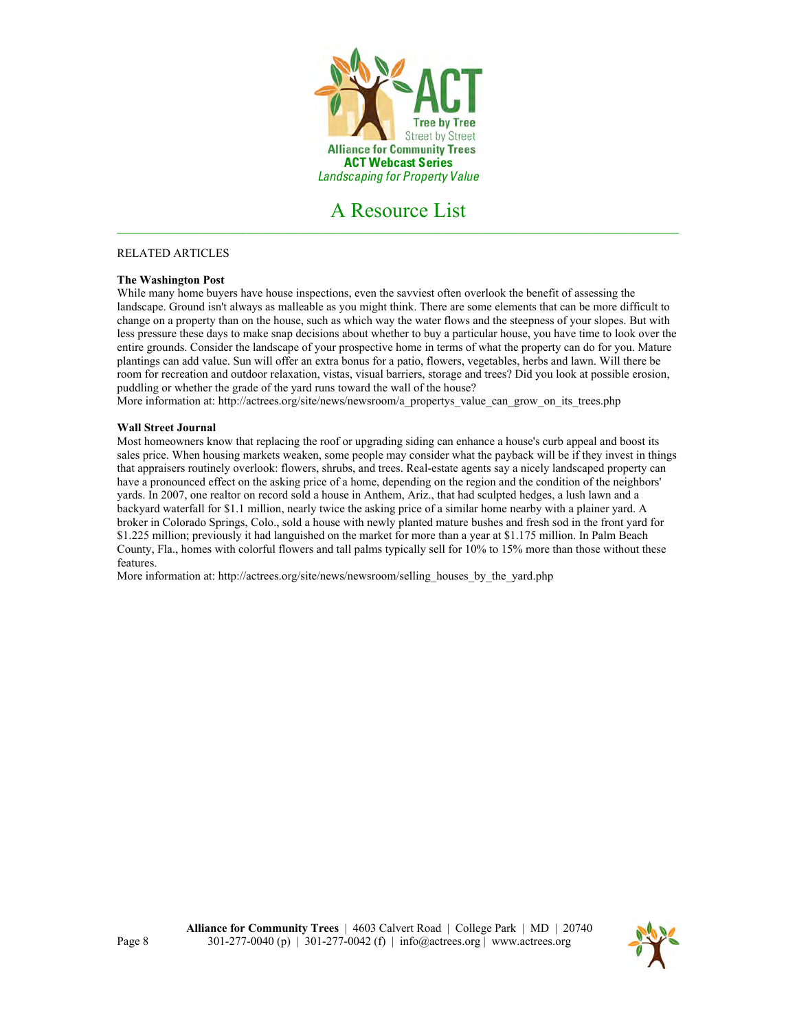Alliance for Community Trees

ACT Webcast Series

*Landscaping for Property Value*

# A Resource List

RELATED ARTICLES

**The Washington Post**

While many home buyers have house inspections, even the savviest often overlook the benefit of assessing the landscape. Ground isn't always as malleable as you might think. There are some elements that can be more difficult to change on a property than on the house, such as which way the water flows and the steepness of your slopes. But with less pressure these days to make snap decisions about whether to buy a particular house, you have time to look over the entire grounds. Consider the landscape of your prospective home in terms of what the property can do for you. Mature plantings can add value. Sun will offer an extra bonus for a patio, flowers, vegetables, herbs and lawn. Will there be room for recreation and outdoor relaxation, vistas, visual barriers, storage and trees? Did you look at possible erosion, puddling or whether the grade of the yard runs toward the wall of the house?

More information at: http://actrees.org/site/news/newsroom/a_propertys_value_can_grow_on_its_trees.php

**Wall Street Journal**

Most homeowners know that replacing the roof or upgrading siding can enhance a house's curb appeal and boost its sales price. When housing markets weaken, some people may consider what the payback will be if they invest in things that appraisers routinely overlook: flowers, shrubs, and trees. Real-estate agents say a nicely landscaped property can have a pronounced effect on the asking price of a home, depending on the region and the condition of the neighbors' yards. In 2007, one realtor on record sold a house in Anthem, Ariz., that had sculpted hedges, a lush lawn and a backyard waterfall for $1.1 million, nearly twice the asking price of a similar home nearby with a plainer yard. A broker in Colorado Springs, Colo., sold a house with newly planted mature bushes and fresh sod in the front yard for $1.225 million; previously it had languished on the market for more than a year at $1.175 million. In Palm Beach County, Fla., homes with colorful flowers and tall palms typically sell for 10% to 15% more than those without these features.

More information at: http://actrees.org/site/news/newsroom/selling_houses_by_the_yard.php

**Alliance for Community Trees** | 4603 Calvert Road | College Park | MD | 20740
301-277-0040 (p) | 301-277-0042 (f) | info@actrees.org | www.actrees.org